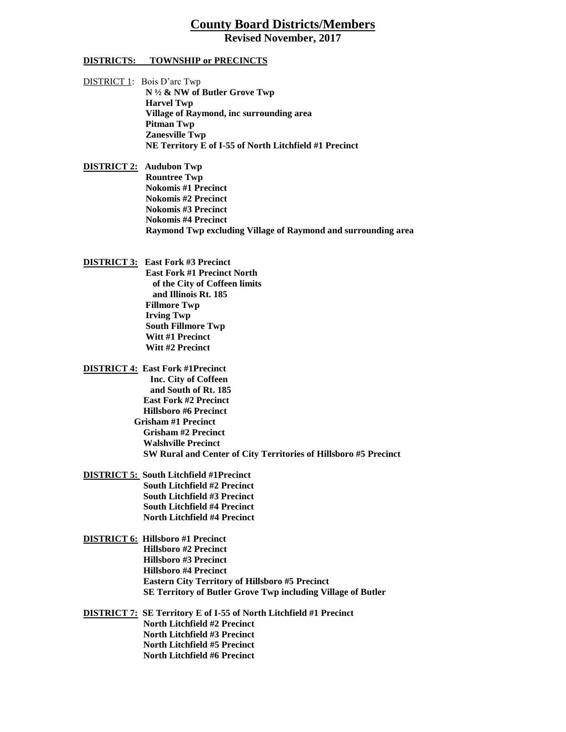# County Board Districts/Members

## Revised November, 2017

**DISTRICTS: TOWNSHIP or PRECINCTS**

DISTRICT 1: Bois D'arc Twp
**N ½ & NW of Butler Grove Twp**
**Harvel Twp**
**Village of Raymond, inc surrounding area**
**Pitman Twp**
**Zanesville Twp**
**NE Territory E of I-55 of North Litchfield #1 Precinct**

**DISTRICT 2: Audubon Twp**
**Rountree Twp**
**Nokomis #1 Precinct**
**Nokomis #2 Precinct**
**Nokomis #3 Precinct**
**Nokomis #4 Precinct**
**Raymond Twp excluding Village of Raymond and surrounding area**

**DISTRICT 3: East Fork #3 Precinct**
**East Fork #1 Precinct North of the City of Coffeen limits and Illinois Rt. 185**
**Fillmore Twp**
**Irving Twp**
**South Fillmore Twp**
**Witt #1 Precinct**
**Witt #2 Precinct**

**DISTRICT 4: East Fork #1Precinct Inc. City of Coffeen and South of Rt. 185**
**East Fork #2 Precinct**
**Hillsboro #6 Precinct**
**Grisham #1 Precinct**
**Grisham #2 Precinct**
**Walshville Precinct**
**SW Rural and Center of City Territories of Hillsboro #5 Precinct**

**DISTRICT 5: South Litchfield #1Precinct**
**South Litchfield #2 Precinct**
**South Litchfield #3 Precinct**
**South Litchfield #4 Precinct**
**North Litchfield #4 Precinct**

**DISTRICT 6: Hillsboro #1 Precinct**
**Hillsboro #2 Precinct**
**Hillsboro #3 Precinct**
**Hillsboro #4 Precinct**
**Eastern City Territory of Hillsboro #5 Precinct**
**SE Territory of Butler Grove Twp including Village of Butler**

**DISTRICT 7: SE Territory E of I-55 of North Litchfield #1 Precinct**
**North Litchfield #2 Precinct**
**North Litchfield #3 Precinct**
**North Litchfield #5 Precinct**
**North Litchfield #6 Precinct**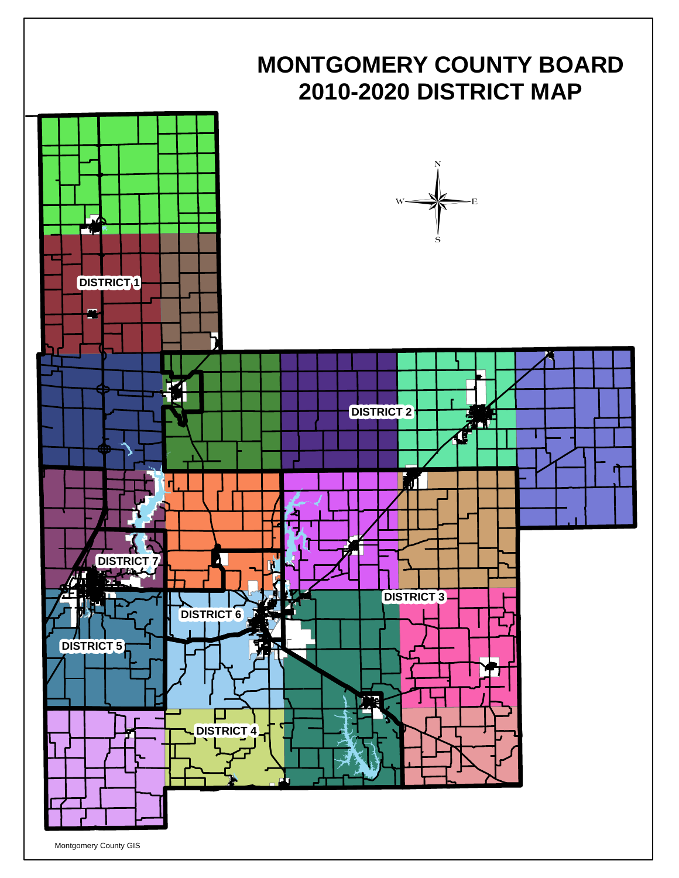# MONTGOMERY COUNTY BOARD 2010-2020 DISTRICT MAP

N

W

E

S

DISTRICT 1

DISTRICT 2

DISTRICT 7

DISTRICT 3

DISTRICT 6

DISTRICT 5

DISTRICT 4

Montgomery County GIS